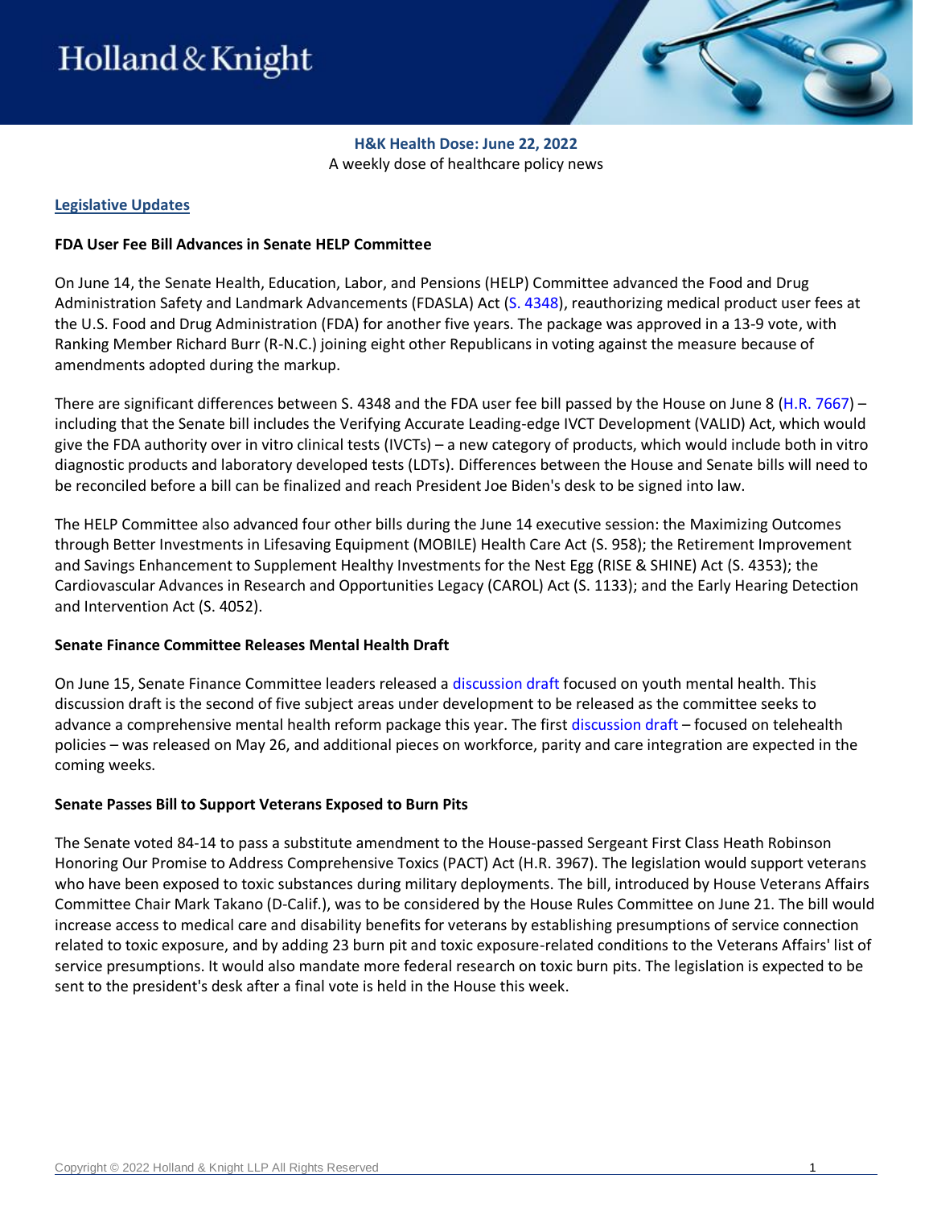Holland & Knight

**H&K Health Dose: June 22, 2022**
A weekly dose of healthcare policy news

## Legislative Updates

### FDA User Fee Bill Advances in Senate HELP Committee

On June 14, the Senate Health, Education, Labor, and Pensions (HELP) Committee advanced the Food and Drug Administration Safety and Landmark Advancements (FDASLA) Act (S. 4348), reauthorizing medical product user fees at the U.S. Food and Drug Administration (FDA) for another five years. The package was approved in a 13-9 vote, with Ranking Member Richard Burr (R-N.C.) joining eight other Republicans in voting against the measure because of amendments adopted during the markup.

There are significant differences between S. 4348 and the FDA user fee bill passed by the House on June 8 (H.R. 7667) – including that the Senate bill includes the Verifying Accurate Leading-edge IVCT Development (VALID) Act, which would give the FDA authority over in vitro clinical tests (IVCTs) – a new category of products, which would include both in vitro diagnostic products and laboratory developed tests (LDTs). Differences between the House and Senate bills will need to be reconciled before a bill can be finalized and reach President Joe Biden's desk to be signed into law.

The HELP Committee also advanced four other bills during the June 14 executive session: the Maximizing Outcomes through Better Investments in Lifesaving Equipment (MOBILE) Health Care Act (S. 958); the Retirement Improvement and Savings Enhancement to Supplement Healthy Investments for the Nest Egg (RISE & SHINE) Act (S. 4353); the Cardiovascular Advances in Research and Opportunities Legacy (CAROL) Act (S. 1133); and the Early Hearing Detection and Intervention Act (S. 4052).

### Senate Finance Committee Releases Mental Health Draft

On June 15, Senate Finance Committee leaders released a discussion draft focused on youth mental health. This discussion draft is the second of five subject areas under development to be released as the committee seeks to advance a comprehensive mental health reform package this year. The first discussion draft – focused on telehealth policies – was released on May 26, and additional pieces on workforce, parity and care integration are expected in the coming weeks.

### Senate Passes Bill to Support Veterans Exposed to Burn Pits

The Senate voted 84-14 to pass a substitute amendment to the House-passed Sergeant First Class Heath Robinson Honoring Our Promise to Address Comprehensive Toxics (PACT) Act (H.R. 3967). The legislation would support veterans who have been exposed to toxic substances during military deployments. The bill, introduced by House Veterans Affairs Committee Chair Mark Takano (D-Calif.), was to be considered by the House Rules Committee on June 21. The bill would increase access to medical care and disability benefits for veterans by establishing presumptions of service connection related to toxic exposure, and by adding 23 burn pit and toxic exposure-related conditions to the Veterans Affairs' list of service presumptions. It would also mandate more federal research on toxic burn pits. The legislation is expected to be sent to the president's desk after a final vote is held in the House this week.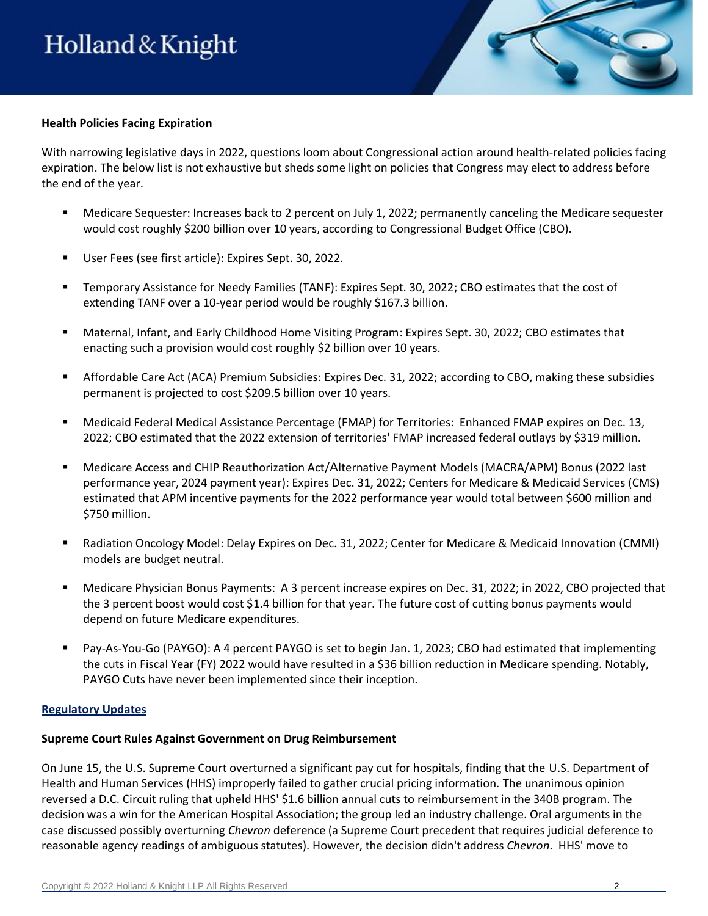**Health Policies Facing Expiration**

With narrowing legislative days in 2022, questions loom about Congressional action around health-related policies facing expiration. The below list is not exhaustive but sheds some light on policies that Congress may elect to address before the end of the year.

- Medicare Sequester: Increases back to 2 percent on July 1, 2022; permanently canceling the Medicare sequester would cost roughly $200 billion over 10 years, according to Congressional Budget Office (CBO).
- User Fees (see first article): Expires Sept. 30, 2022.
- Temporary Assistance for Needy Families (TANF): Expires Sept. 30, 2022; CBO estimates that the cost of extending TANF over a 10-year period would be roughly $167.3 billion.
- Maternal, Infant, and Early Childhood Home Visiting Program: Expires Sept. 30, 2022; CBO estimates that enacting such a provision would cost roughly $2 billion over 10 years.
- Affordable Care Act (ACA) Premium Subsidies: Expires Dec. 31, 2022; according to CBO, making these subsidies permanent is projected to cost $209.5 billion over 10 years.
- Medicaid Federal Medical Assistance Percentage (FMAP) for Territories: Enhanced FMAP expires on Dec. 13, 2022; CBO estimated that the 2022 extension of territories' FMAP increased federal outlays by $319 million.
- Medicare Access and CHIP Reauthorization Act/Alternative Payment Models (MACRA/APM) Bonus (2022 last performance year, 2024 payment year): Expires Dec. 31, 2022; Centers for Medicare & Medicaid Services (CMS) estimated that APM incentive payments for the 2022 performance year would total between $600 million and $750 million.
- Radiation Oncology Model: Delay Expires on Dec. 31, 2022; Center for Medicare & Medicaid Innovation (CMMI) models are budget neutral.
- Medicare Physician Bonus Payments: A 3 percent increase expires on Dec. 31, 2022; in 2022, CBO projected that the 3 percent boost would cost $1.4 billion for that year. The future cost of cutting bonus payments would depend on future Medicare expenditures.
- Pay-As-You-Go (PAYGO): A 4 percent PAYGO is set to begin Jan. 1, 2023; CBO had estimated that implementing the cuts in Fiscal Year (FY) 2022 would have resulted in a $36 billion reduction in Medicare spending. Notably, PAYGO Cuts have never been implemented since their inception.

## Regulatory Updates

**Supreme Court Rules Against Government on Drug Reimbursement**

On June 15, the U.S. Supreme Court overturned a significant pay cut for hospitals, finding that the U.S. Department of Health and Human Services (HHS) improperly failed to gather crucial pricing information. The unanimous opinion reversed a D.C. Circuit ruling that upheld HHS' $1.6 billion annual cuts to reimbursement in the 340B program. The decision was a win for the American Hospital Association; the group led an industry challenge. Oral arguments in the case discussed possibly overturning *Chevron* deference (a Supreme Court precedent that requires judicial deference to reasonable agency readings of ambiguous statutes). However, the decision didn't address *Chevron*. HHS' move to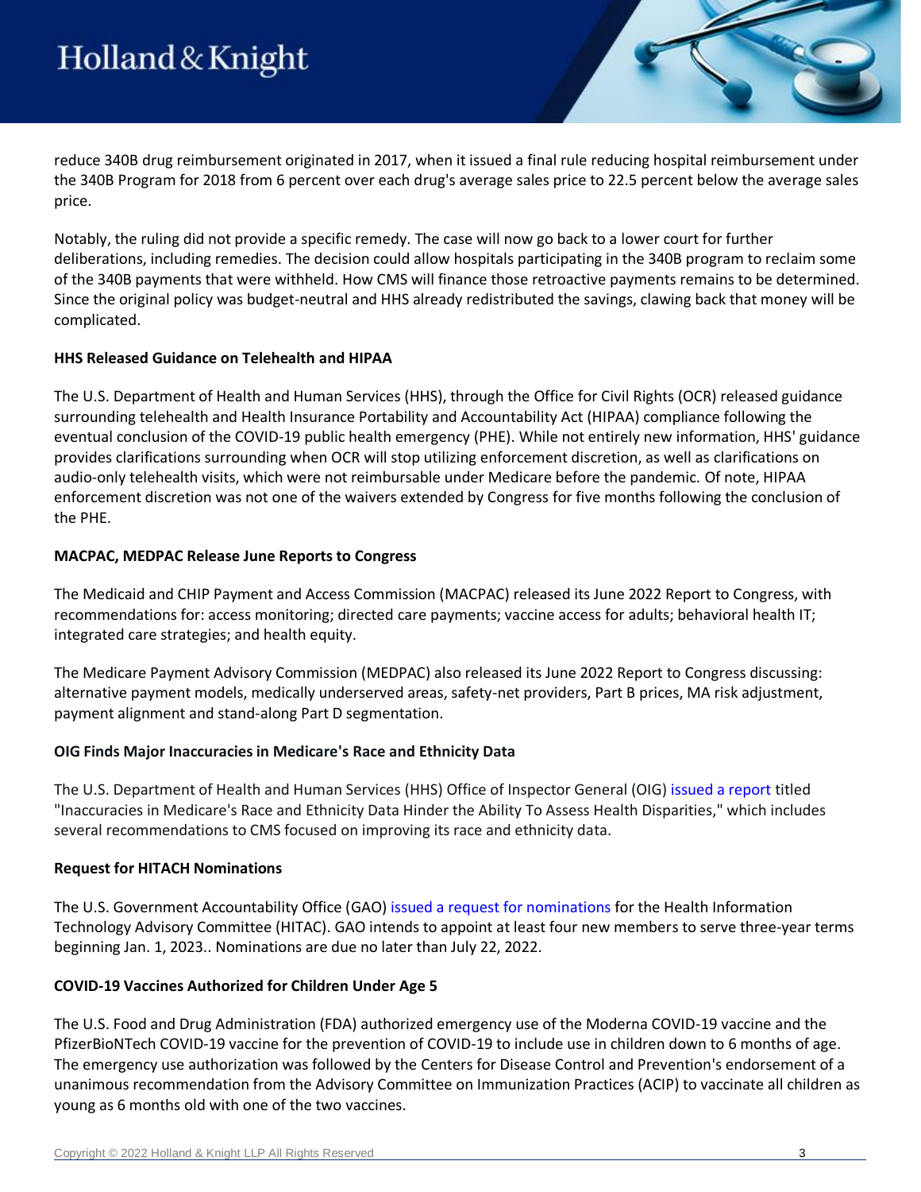reduce 340B drug reimbursement originated in 2017, when it issued a final rule reducing hospital reimbursement under the 340B Program for 2018 from 6 percent over each drug's average sales price to 22.5 percent below the average sales price.

Notably, the ruling did not provide a specific remedy. The case will now go back to a lower court for further deliberations, including remedies. The decision could allow hospitals participating in the 340B program to reclaim some of the 340B payments that were withheld. How CMS will finance those retroactive payments remains to be determined. Since the original policy was budget-neutral and HHS already redistributed the savings, clawing back that money will be complicated.

**HHS Released Guidance on Telehealth and HIPAA**

The U.S. Department of Health and Human Services (HHS), through the Office for Civil Rights (OCR) released guidance surrounding telehealth and Health Insurance Portability and Accountability Act (HIPAA) compliance following the eventual conclusion of the COVID-19 public health emergency (PHE). While not entirely new information, HHS' guidance provides clarifications surrounding when OCR will stop utilizing enforcement discretion, as well as clarifications on audio-only telehealth visits, which were not reimbursable under Medicare before the pandemic. Of note, HIPAA enforcement discretion was not one of the waivers extended by Congress for five months following the conclusion of the PHE.

**MACPAC, MEDPAC Release June Reports to Congress**

The Medicaid and CHIP Payment and Access Commission (MACPAC) released its June 2022 Report to Congress, with recommendations for: access monitoring; directed care payments; vaccine access for adults; behavioral health IT; integrated care strategies; and health equity.

The Medicare Payment Advisory Commission (MEDPAC) also released its June 2022 Report to Congress discussing: alternative payment models, medically underserved areas, safety-net providers, Part B prices, MA risk adjustment, payment alignment and stand-along Part D segmentation.

**OIG Finds Major Inaccuracies in Medicare's Race and Ethnicity Data**

The U.S. Department of Health and Human Services (HHS) Office of Inspector General (OIG) issued a report titled "Inaccuracies in Medicare's Race and Ethnicity Data Hinder the Ability To Assess Health Disparities," which includes several recommendations to CMS focused on improving its race and ethnicity data.

**Request for HITACH Nominations**

The U.S. Government Accountability Office (GAO) issued a request for nominations for the Health Information Technology Advisory Committee (HITAC). GAO intends to appoint at least four new members to serve three-year terms beginning Jan. 1, 2023.. Nominations are due no later than July 22, 2022.

**COVID-19 Vaccines Authorized for Children Under Age 5**

The U.S. Food and Drug Administration (FDA) authorized emergency use of the Moderna COVID-19 vaccine and the PfizerBioNTech COVID-19 vaccine for the prevention of COVID-19 to include use in children down to 6 months of age. The emergency use authorization was followed by the Centers for Disease Control and Prevention's endorsement of a unanimous recommendation from the Advisory Committee on Immunization Practices (ACIP) to vaccinate all children as young as 6 months old with one of the two vaccines.